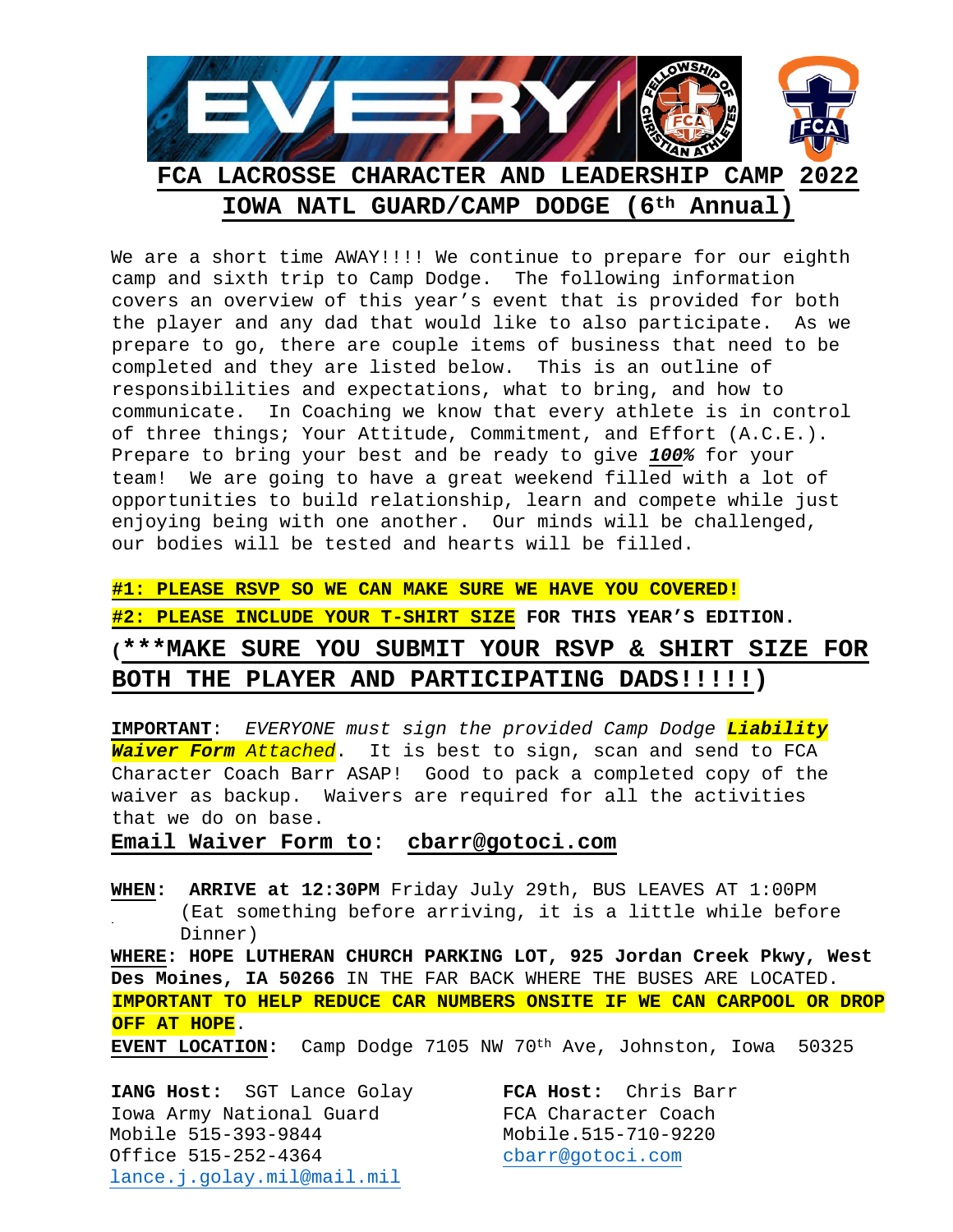# FCA LACROSSE CHARACTER AND LEADERSHIP CAMP 2022

## IOWA NATL GUARD/CAMP DODGE (6th Annual)

We are a short time AWAY!!!! We continue to prepare for our eighth camp and sixth trip to Camp Dodge. The following information covers an overview of this year's event that is provided for both the player and any dad that would like to also participate. As we prepare to go, there are couple items of business that need to be completed and they are listed below. This is an outline of responsibilities and expectations, what to bring, and how to communicate. In Coaching we know that every athlete is in control of three things; Your Attitude, Commitment, and Effort (A.C.E.). Prepare to bring your best and be ready to give ***100%*** for your team! We are going to have a great weekend filled with a lot of opportunities to build relationship, learn and compete while just enjoying being with one another. Our minds will be challenged, our bodies will be tested and hearts will be filled.

**#1: PLEASE RSVP SO WE CAN MAKE SURE WE HAVE YOU COVERED!**

**#2: PLEASE INCLUDE YOUR T-SHIRT SIZE FOR THIS YEAR'S EDITION.**

**(***MAKE SURE YOU SUBMIT YOUR RSVP & SHIRT SIZE FOR BOTH THE PLAYER AND PARTICIPATING DADS!!!!!)**

**IMPORTANT**: *EVERYONE must sign the provided Camp Dodge* ***Liability Waiver Form*** *Attached*. It is best to sign, scan and send to FCA Character Coach Barr ASAP! Good to pack a completed copy of the waiver as backup. Waivers are required for all the activities that we do on base.

**Email Waiver Form to**: **cbarr@gotoci.com**

**WHEN: ARRIVE at 12:30PM** Friday July 29th, BUS LEAVES AT 1:00PM (Eat something before arriving, it is a little while before Dinner)

**WHERE: HOPE LUTHERAN CHURCH PARKING LOT, 925 Jordan Creek Pkwy, West Des Moines, IA 50266** IN THE FAR BACK WHERE THE BUSES ARE LOCATED.

**IMPORTANT TO HELP REDUCE CAR NUMBERS ONSITE IF WE CAN CARPOOL OR DROP OFF AT HOPE.**

**EVENT LOCATION**: Camp Dodge 7105 NW 70th Ave, Johnston, Iowa 50325

**IANG Host:** SGT Lance Golay
Iowa Army National Guard
Mobile 515-393-9844
Office 515-252-4364
lance.j.golay.mil@mail.mil

**FCA Host:** Chris Barr
FCA Character Coach
Mobile.515-710-9220
cbarr@gotoci.com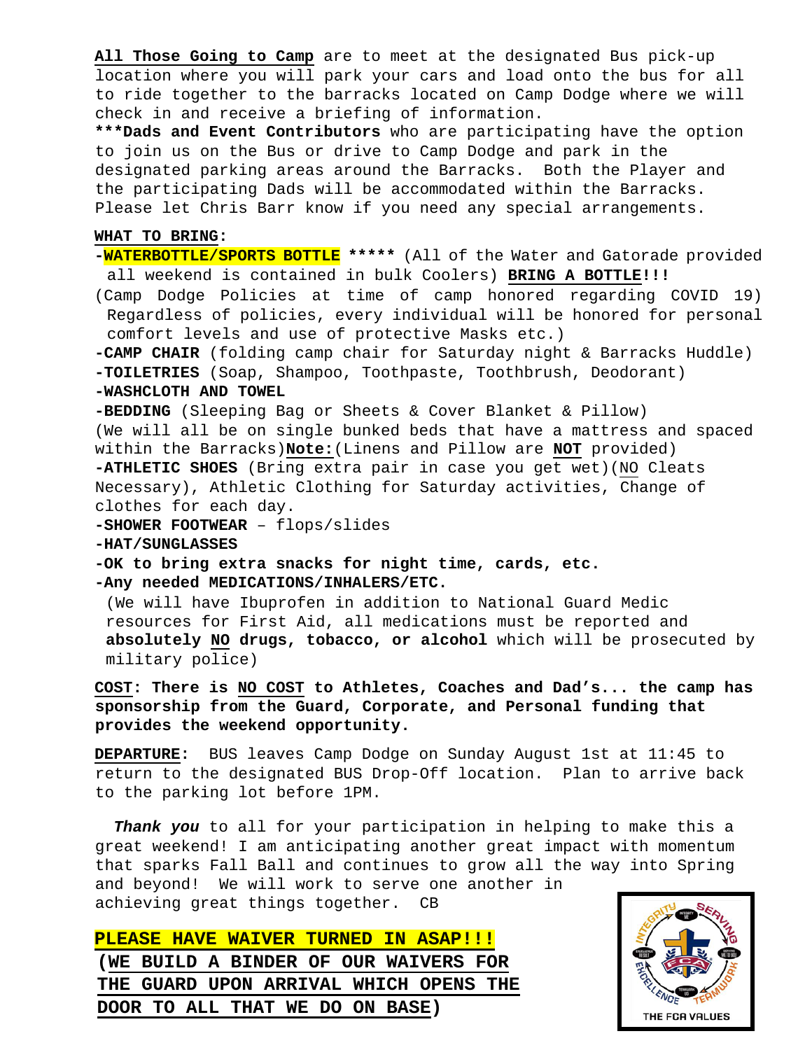**All Those Going to Camp** are to meet at the designated Bus pick-up location where you will park your cars and load onto the bus for all to ride together to the barracks located on Camp Dodge where we will check in and receive a briefing of information.

***__Dads and Event Contributors__ who are participating have the option to join us on the Bus or drive to Camp Dodge and park in the designated parking areas around the Barracks. Both the Player and the participating Dads will be accommodated within the Barracks. Please let Chris Barr know if you need any special arrangements.

**WHAT TO BRING:**

-**WATERBOTTLE/SPORTS BOTTLE** ***** (All of the Water and Gatorade provided all weekend is contained in bulk Coolers) **BRING A BOTTLE!!!**

(Camp Dodge Policies at time of camp honored regarding COVID 19) Regardless of policies, every individual will be honored for personal comfort levels and use of protective Masks etc.)

-**CAMP CHAIR** (folding camp chair for Saturday night & Barracks Huddle)

-**TOILETRIES** (Soap, Shampoo, Toothpaste, Toothbrush, Deodorant)

-**WASHCLOTH AND TOWEL**

-**BEDDING** (Sleeping Bag or Sheets & Cover Blanket & Pillow)
(We will all be on single bunked beds that have a mattress and spaced within the Barracks)**Note:**(Linens and Pillow are **NOT** provided)

-**ATHLETIC SHOES** (Bring extra pair in case you get wet)(NO Cleats Necessary), Athletic Clothing for Saturday activities, Change of clothes for each day.

-**SHOWER FOOTWEAR** – flops/slides

-**HAT/SUNGLASSES**

-**OK to bring extra snacks for night time, cards, etc.**

-**Any needed MEDICATIONS/INHALERS/ETC.**
(We will have Ibuprofen in addition to National Guard Medic resources for First Aid, all medications must be reported and **absolutely NO drugs, tobacco, or alcohol** which will be prosecuted by military police)

**COST: There is NO COST to Athletes, Coaches and Dad's... the camp has sponsorship from the Guard, Corporate, and Personal funding that provides the weekend opportunity.**

**DEPARTURE:** BUS leaves Camp Dodge on Sunday August 1st at 11:45 to return to the designated BUS Drop-Off location. Plan to arrive back to the parking lot before 1PM.

***Thank you*** to all for your participation in helping to make this a great weekend! I am anticipating another great impact with momentum that sparks Fall Ball and continues to grow all the way into Spring and beyond! We will work to serve one another in achieving great things together. CB

**PLEASE HAVE WAIVER TURNED IN ASAP!!!**
**(WE BUILD A BINDER OF OUR WAIVERS FOR THE GUARD UPON ARRIVAL WHICH OPENS THE DOOR TO ALL THAT WE DO ON BASE)**

INTEGRITY SERVING EXCELLENCE TEAMWORK
THE FCA VALUES